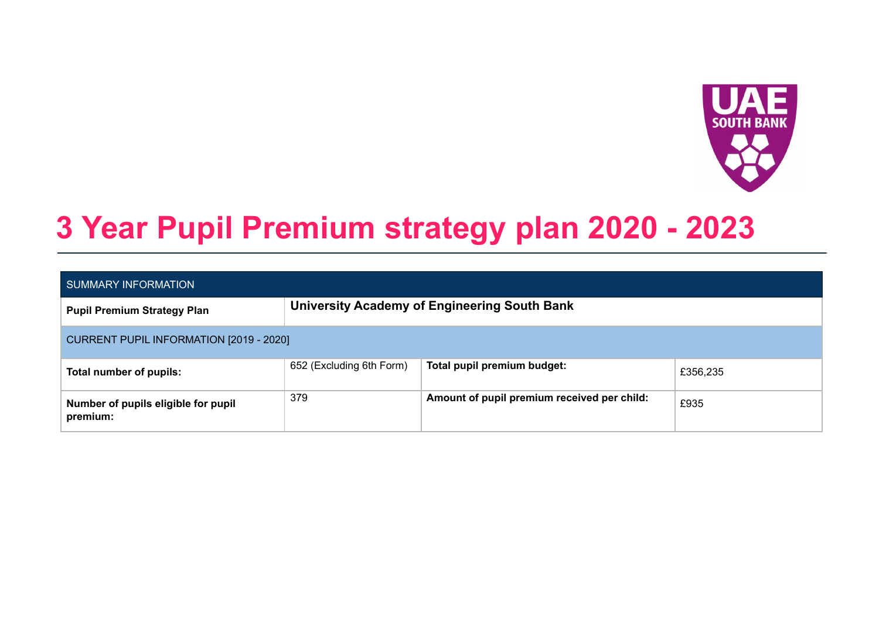# 3 Year Pupil Premium strategy plan 2020 - 2023

| SUMMARY INFORMATION | | | |
|---|---|---|---|
| **Pupil Premium Strategy Plan** | **University Academy of Engineering South Bank** | | |
| CURRENT PUPIL INFORMATION [2019 - 2020] | | | |
| **Total number of pupils:** | 652 (Excluding 6th Form) | **Total pupil premium budget:** | £356,235 |
| **Number of pupils eligible for pupil premium:** | 379 | **Amount of pupil premium received per child:** | £935 |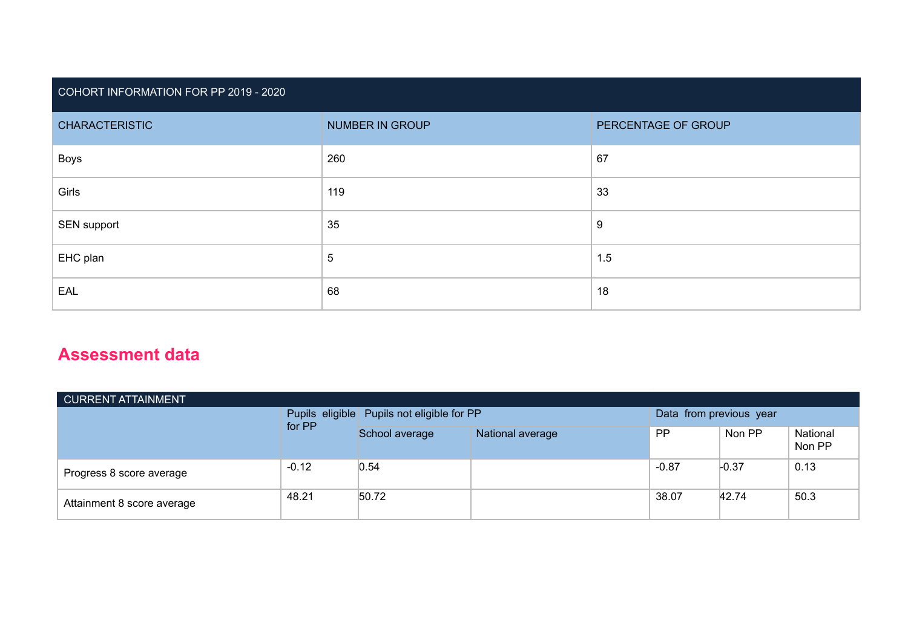| COHORT INFORMATION FOR PP 2019 - 2020 | | |
|---|---|---|
| CHARACTERISTIC | NUMBER IN GROUP | PERCENTAGE OF GROUP |
| Boys | 260 | 67 |
| Girls | 119 | 33 |
| SEN support | 35 | 9 |
| EHC plan | 5 | 1.5 |
| EAL | 68 | 18 |

## Assessment data

| CURRENT ATTAINMENT | | | | | | |
|---|---|---|---|---|---|---|
| | Pupils eligible for PP | Pupils not eligible for PP | | Data from previous year | | |
| | | School average | National average | PP | Non PP | National Non PP |
| Progress 8 score average | -0.12 | 0.54 | | -0.87 | -0.37 | 0.13 |
| Attainment 8 score average | 48.21 | 50.72 | | 38.07 | 42.74 | 50.3 |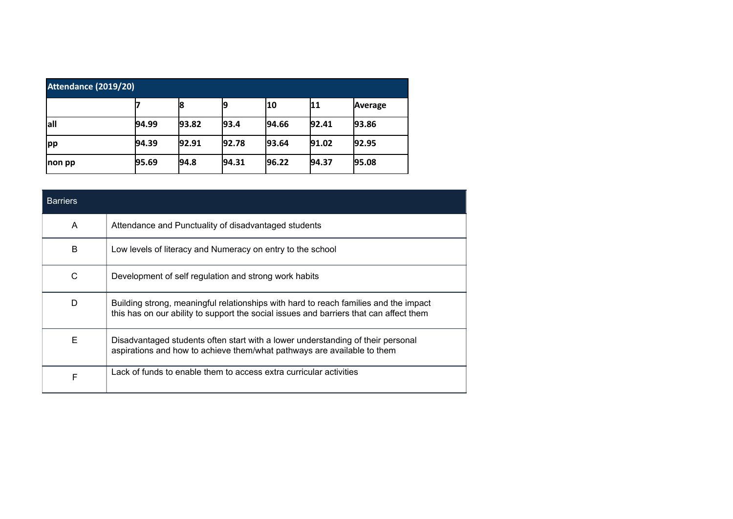| Attendance (2019/20) | | | | | | |
|---|---|---|---|---|---|---|
| | 7 | 8 | 9 | 10 | 11 | Average |
| all | 94.99 | 93.82 | 93.4 | 94.66 | 92.41 | 93.86 |
| pp | 94.39 | 92.91 | 92.78 | 93.64 | 91.02 | 92.95 |
| non pp | 95.69 | 94.8 | 94.31 | 96.22 | 94.37 | 95.08 |

| Barriers | |
|---|---|
| A | Attendance and Punctuality of disadvantaged students |
| B | Low levels of literacy and Numeracy on entry to the school |
| C | Development of self regulation and strong work habits |
| D | Building strong, meaningful relationships with hard to reach families and the impact this has on our ability to support the social issues and barriers that can affect them |
| E | Disadvantaged students often start with a lower understanding of their personal aspirations and how to achieve them/what pathways are available to them |
| F | Lack of funds to enable them to access extra curricular activities |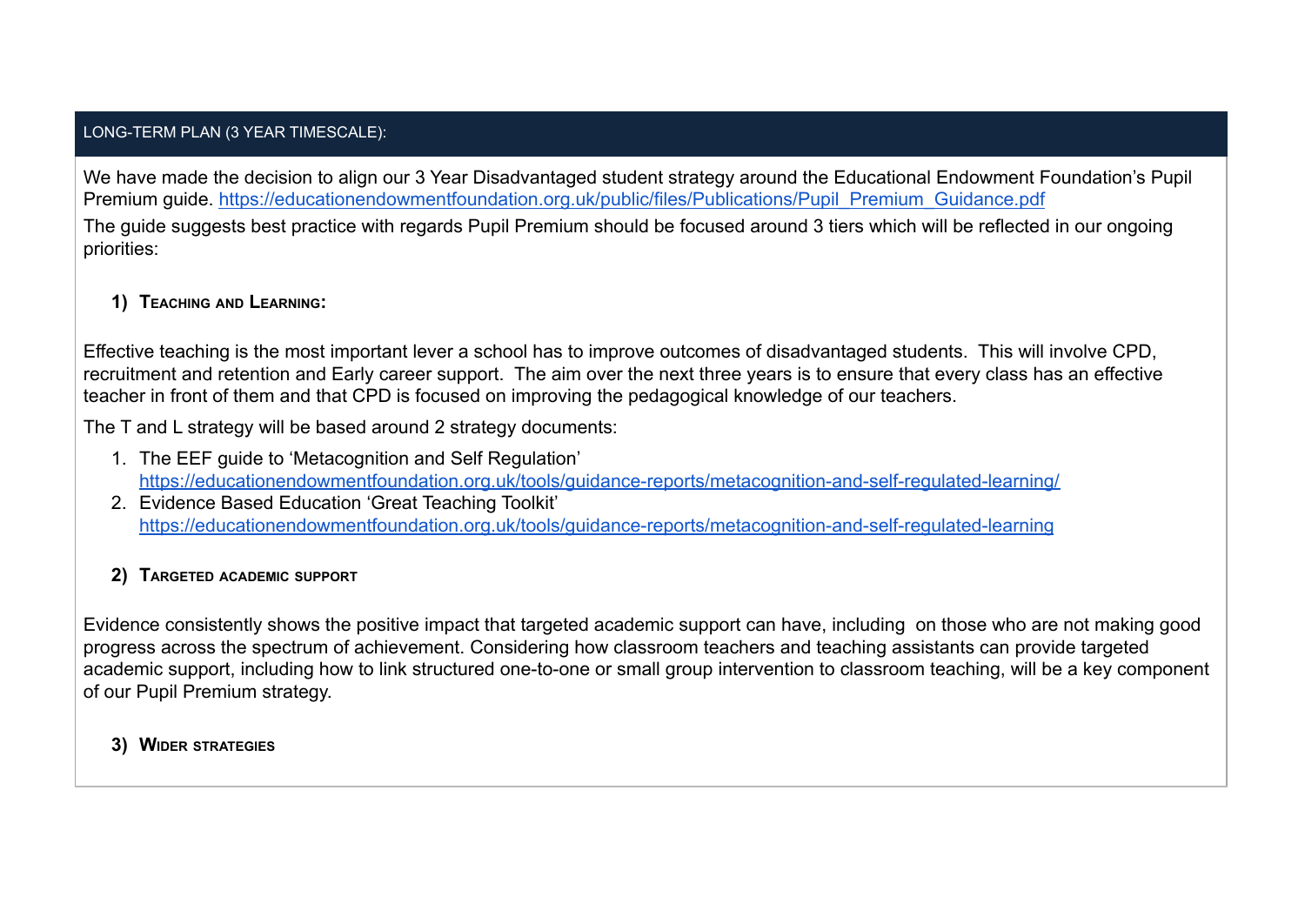## LONG-TERM PLAN (3 YEAR TIMESCALE):

We have made the decision to align our 3 Year Disadvantaged student strategy around the Educational Endowment Foundation's Pupil Premium guide. https://educationendowmentfoundation.org.uk/public/files/Publications/Pupil_Premium_Guidance.pdf

The guide suggests best practice with regards Pupil Premium should be focused around 3 tiers which will be reflected in our ongoing priorities:

### 1) Teaching and Learning:

Effective teaching is the most important lever a school has to improve outcomes of disadvantaged students. This will involve CPD, recruitment and retention and Early career support. The aim over the next three years is to ensure that every class has an effective teacher in front of them and that CPD is focused on improving the pedagogical knowledge of our teachers.

The T and L strategy will be based around 2 strategy documents:

1. The EEF guide to 'Metacognition and Self Regulation' https://educationendowmentfoundation.org.uk/tools/guidance-reports/metacognition-and-self-regulated-learning/
2. Evidence Based Education 'Great Teaching Toolkit' https://educationendowmentfoundation.org.uk/tools/guidance-reports/metacognition-and-self-regulated-learning

### 2) Targeted academic support

Evidence consistently shows the positive impact that targeted academic support can have, including on those who are not making good progress across the spectrum of achievement. Considering how classroom teachers and teaching assistants can provide targeted academic support, including how to link structured one-to-one or small group intervention to classroom teaching, will be a key component of our Pupil Premium strategy.

### 3) Wider strategies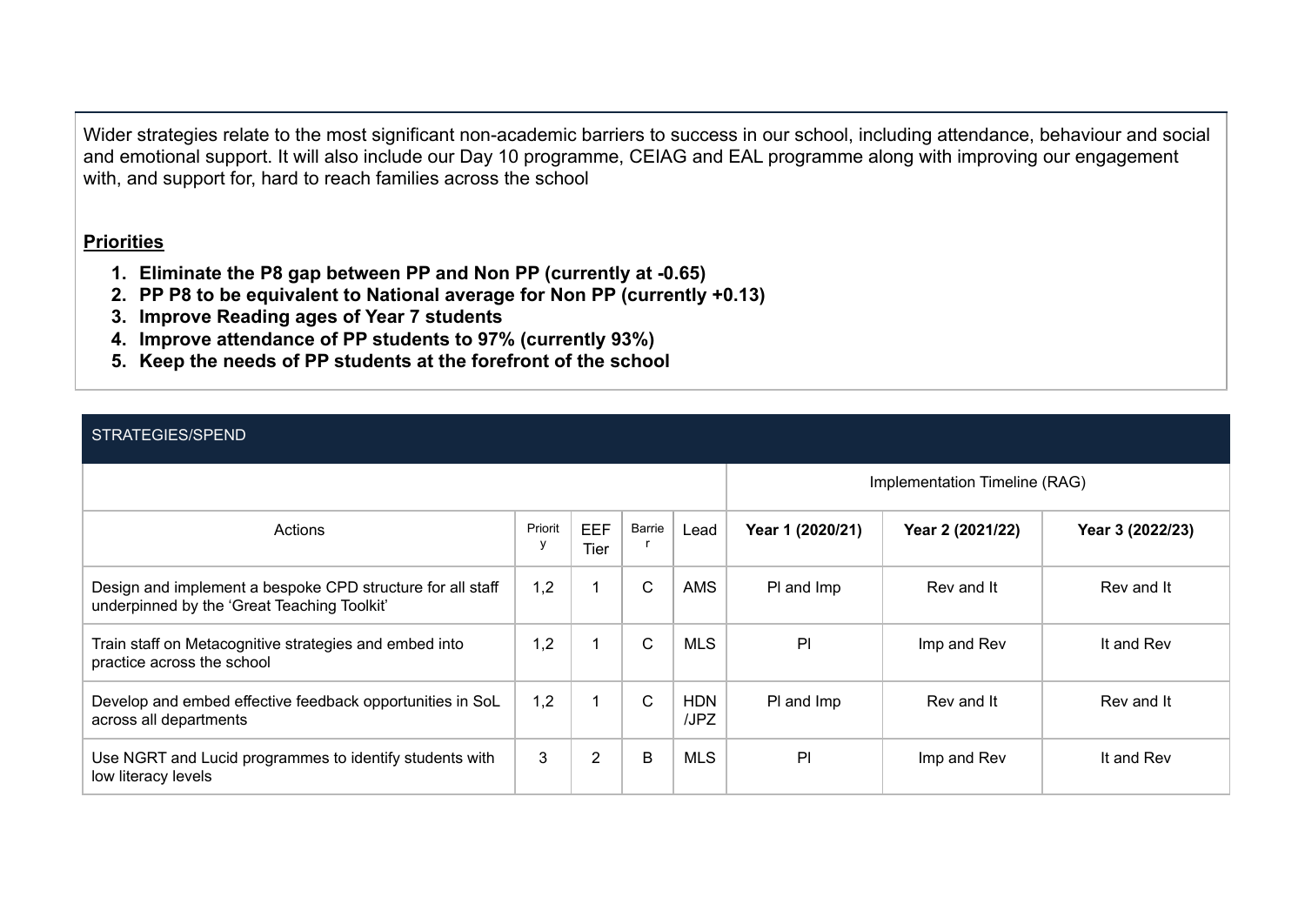Wider strategies relate to the most significant non-academic barriers to success in our school, including attendance, behaviour and social and emotional support. It will also include our Day 10 programme, CEIAG and EAL programme along with improving our engagement with, and support for, hard to reach families across the school

**Priorities**

1. **Eliminate the P8 gap between PP and Non PP (currently at -0.65)**
2. **PP P8 to be equivalent to National average for Non PP (currently +0.13)**
3. **Improve Reading ages of Year 7 students**
4. **Improve attendance of PP students to 97% (currently 93%)**
5. **Keep the needs of PP students at the forefront of the school**

STRATEGIES/SPEND

| | | | | | Implementation Timeline (RAG) | | |
|---|---|---|---|---|---|---|---|
| Actions | Priority | EEF Tier | Barrier | Lead | **Year 1 (2020/21)** | **Year 2 (2021/22)** | **Year 3 (2022/23)** |
| Design and implement a bespoke CPD structure for all staff underpinned by the 'Great Teaching Toolkit' | 1,2 | 1 | C | AMS | Pl and Imp | Rev and It | Rev and It |
| Train staff on Metacognitive strategies and embed into practice across the school | 1,2 | 1 | C | MLS | Pl | Imp and Rev | It and Rev |
| Develop and embed effective feedback opportunities in SoL across all departments | 1,2 | 1 | C | HDN /JPZ | Pl and Imp | Rev and It | Rev and It |
| Use NGRT and Lucid programmes to identify students with low literacy levels | 3 | 2 | B | MLS | Pl | Imp and Rev | It and Rev |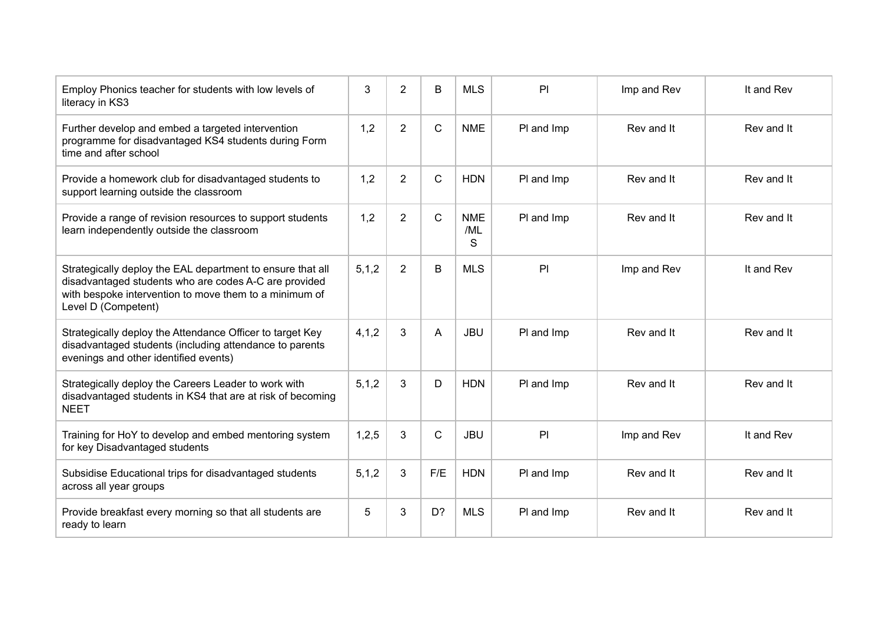| | | | | | | | |
|---|---|---|---|---|---|---|---|
| Employ Phonics teacher for students with low levels of literacy in KS3 | 3 | 2 | B | MLS | Pl | Imp and Rev | It and Rev |
| Further develop and embed a targeted intervention programme for disadvantaged KS4 students during Form time and after school | 1,2 | 2 | C | NME | Pl and Imp | Rev and It | Rev and It |
| Provide a homework club for disadvantaged students to support learning outside the classroom | 1,2 | 2 | C | HDN | Pl and Imp | Rev and It | Rev and It |
| Provide a range of revision resources to support students learn independently outside the classroom | 1,2 | 2 | C | NME /MLS | Pl and Imp | Rev and It | Rev and It |
| Strategically deploy the EAL department to ensure that all disadvantaged students who are codes A-C are provided with bespoke intervention to move them to a minimum of Level D (Competent) | 5,1,2 | 2 | B | MLS | Pl | Imp and Rev | It and Rev |
| Strategically deploy the Attendance Officer to target Key disadvantaged students (including attendance to parents evenings and other identified events) | 4,1,2 | 3 | A | JBU | Pl and Imp | Rev and It | Rev and It |
| Strategically deploy the Careers Leader to work with disadvantaged students in KS4 that are at risk of becoming NEET | 5,1,2 | 3 | D | HDN | Pl and Imp | Rev and It | Rev and It |
| Training for HoY to develop and embed mentoring system for key Disadvantaged students | 1,2,5 | 3 | C | JBU | Pl | Imp and Rev | It and Rev |
| Subsidise Educational trips for disadvantaged students across all year groups | 5,1,2 | 3 | F/E | HDN | Pl and Imp | Rev and It | Rev and It |
| Provide breakfast every morning so that all students are ready to learn | 5 | 3 | D? | MLS | Pl and Imp | Rev and It | Rev and It |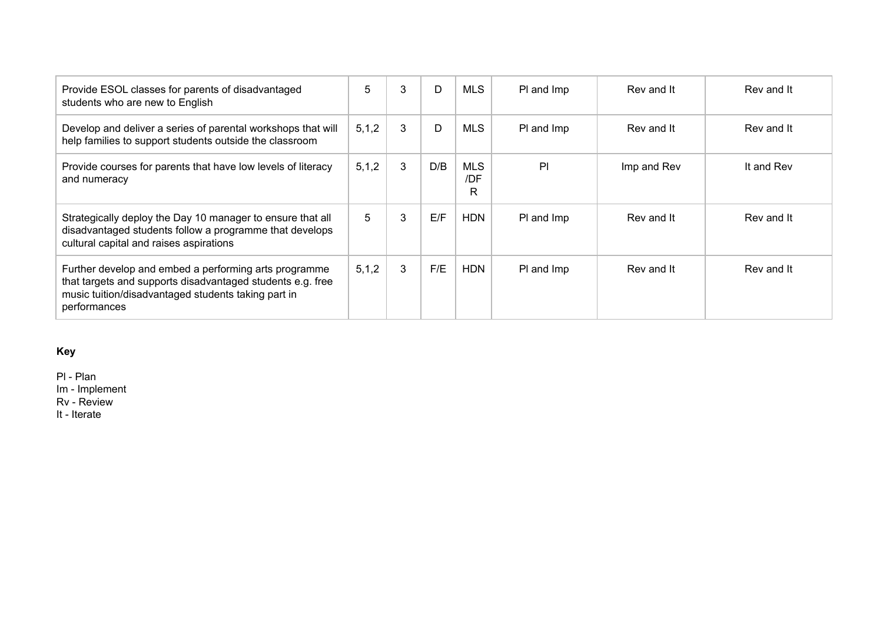| | | | | | | | |
|---|---|---|---|---|---|---|---|
| Provide ESOL classes for parents of disadvantaged students who are new to English | 5 | 3 | D | MLS | Pl and Imp | Rev and It | Rev and It |
| Develop and deliver a series of parental workshops that will help families to support students outside the classroom | 5,1,2 | 3 | D | MLS | Pl and Imp | Rev and It | Rev and It |
| Provide courses for parents that have low levels of literacy and numeracy | 5,1,2 | 3 | D/B | MLS /DFR | Pl | Imp and Rev | It and Rev |
| Strategically deploy the Day 10 manager to ensure that all disadvantaged students follow a programme that develops cultural capital and raises aspirations | 5 | 3 | E/F | HDN | Pl and Imp | Rev and It | Rev and It |
| Further develop and embed a performing arts programme that targets and supports disadvantaged students e.g. free music tuition/disadvantaged students taking part in performances | 5,1,2 | 3 | F/E | HDN | Pl and Imp | Rev and It | Rev and It |

**Key**

Pl - Plan
Im - Implement
Rv - Review
It - Iterate